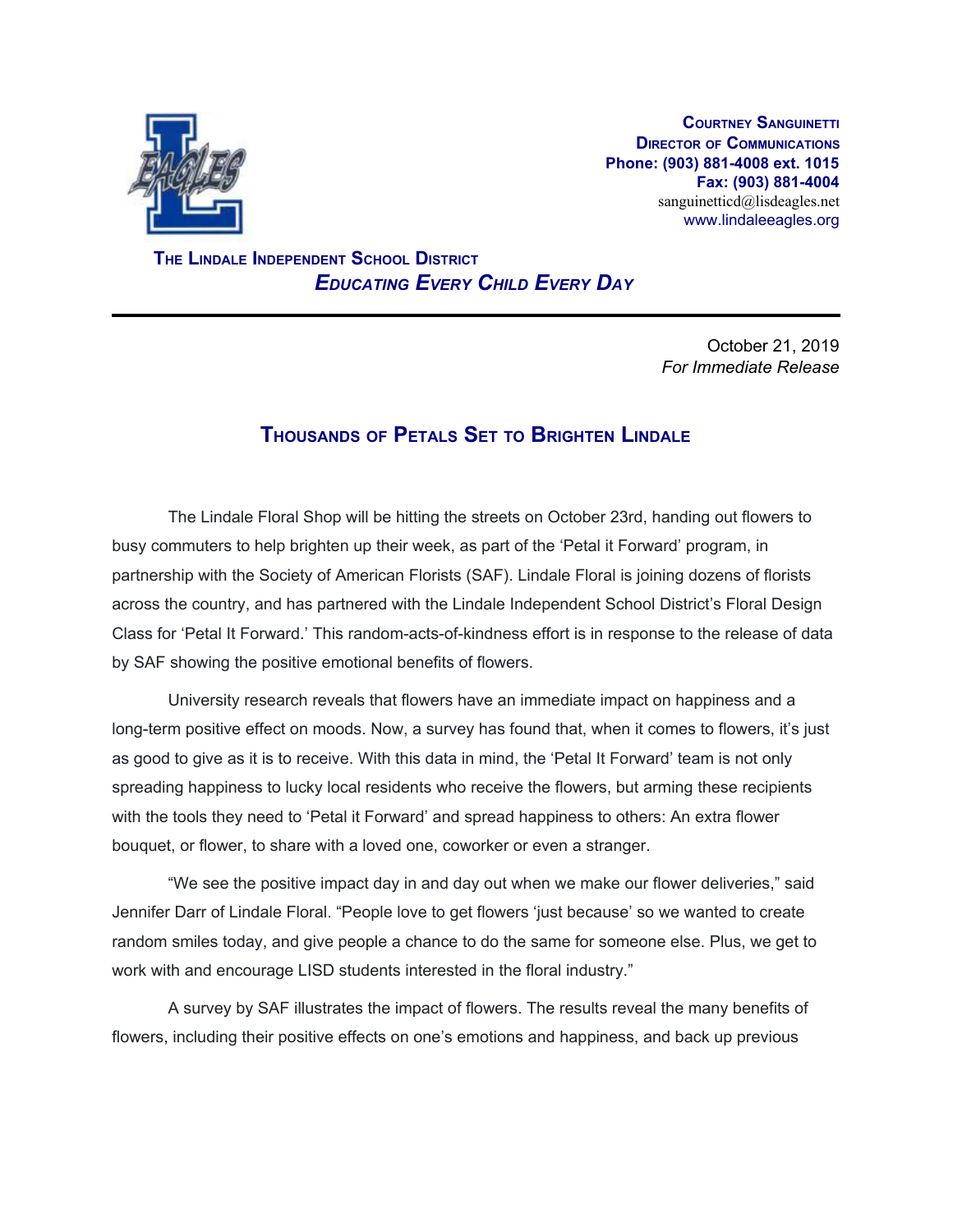**Courtney Sanguinetti**
**Director of Communications**
**Phone: (903) 881-4008 ext. 1015**
**Fax: (903) 881-4004**
sanguinetticd@lisdeagles.net
www.lindaleeagles.org

**The Lindale Independent School District**
***Educating Every Child Every Day***

---

October 21, 2019
*For Immediate Release*

## Thousands of Petals Set to Brighten Lindale

The Lindale Floral Shop will be hitting the streets on October 23rd, handing out flowers to busy commuters to help brighten up their week, as part of the 'Petal it Forward' program, in partnership with the Society of American Florists (SAF). Lindale Floral is joining dozens of florists across the country, and has partnered with the Lindale Independent School District's Floral Design Class for 'Petal It Forward.' This random-acts-of-kindness effort is in response to the release of data by SAF showing the positive emotional benefits of flowers.

University research reveals that flowers have an immediate impact on happiness and a long-term positive effect on moods. Now, a survey has found that, when it comes to flowers, it's just as good to give as it is to receive. With this data in mind, the 'Petal It Forward' team is not only spreading happiness to lucky local residents who receive the flowers, but arming these recipients with the tools they need to 'Petal it Forward' and spread happiness to others: An extra flower bouquet, or flower, to share with a loved one, coworker or even a stranger.

"We see the positive impact day in and day out when we make our flower deliveries," said Jennifer Darr of Lindale Floral. "People love to get flowers 'just because' so we wanted to create random smiles today, and give people a chance to do the same for someone else. Plus, we get to work with and encourage LISD students interested in the floral industry."

A survey by SAF illustrates the impact of flowers. The results reveal the many benefits of flowers, including their positive effects on one's emotions and happiness, and back up previous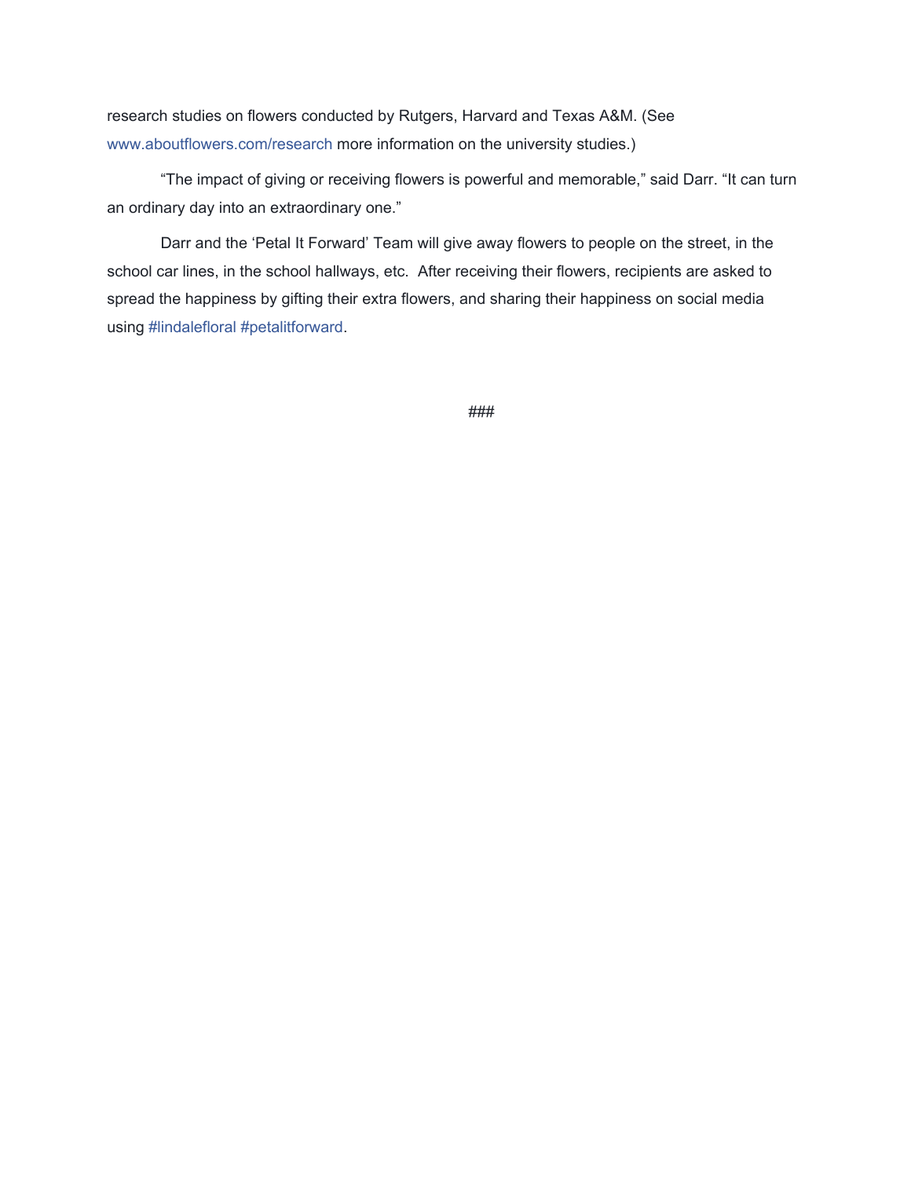research studies on flowers conducted by Rutgers, Harvard and Texas A&M. (See www.aboutflowers.com/research more information on the university studies.)

"The impact of giving or receiving flowers is powerful and memorable," said Darr. "It can turn an ordinary day into an extraordinary one."

Darr and the 'Petal It Forward' Team will give away flowers to people on the street, in the school car lines, in the school hallways, etc. After receiving their flowers, recipients are asked to spread the happiness by gifting their extra flowers, and sharing their happiness on social media using #lindalefloral #petalitforward.

###